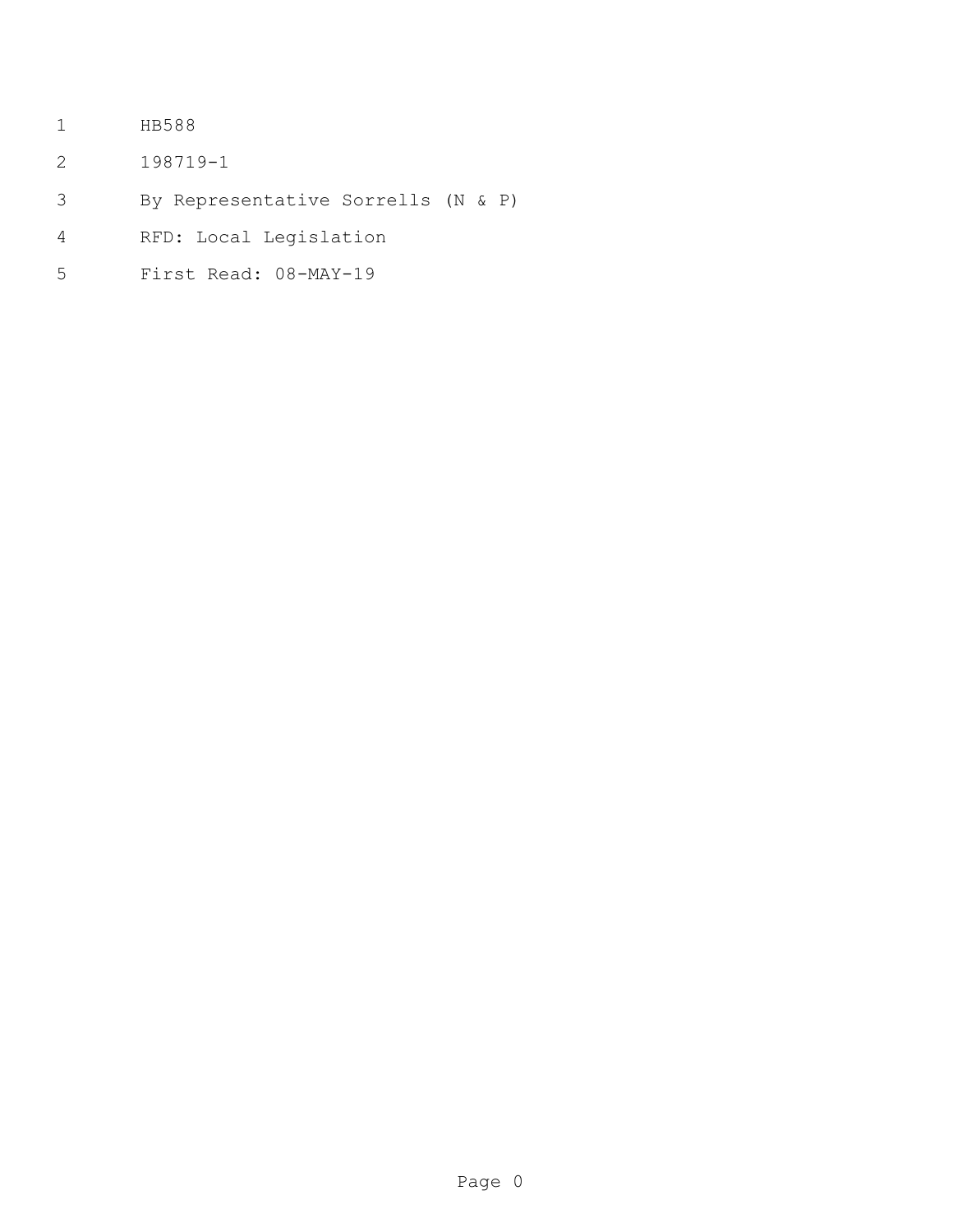HB588

198719-1

By Representative Sorrells (N & P)

RFD: Local Legislation

First Read: 08-MAY-19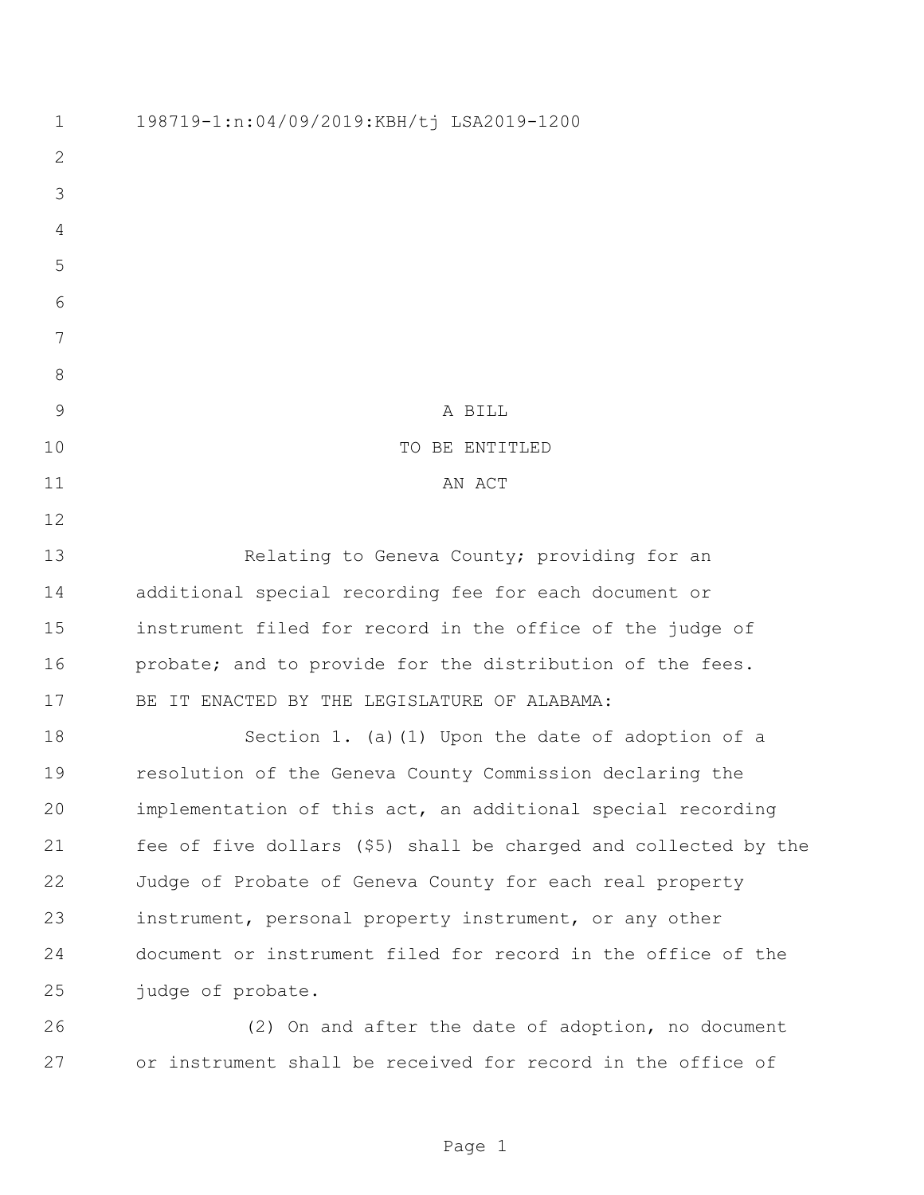198719-1:n:04/09/2019:KBH/tj LSA2019-1200

A BILL
TO BE ENTITLED
AN ACT

Relating to Geneva County; providing for an additional special recording fee for each document or instrument filed for record in the office of the judge of probate; and to provide for the distribution of the fees.

BE IT ENACTED BY THE LEGISLATURE OF ALABAMA:

Section 1. (a)(1) Upon the date of adoption of a resolution of the Geneva County Commission declaring the implementation of this act, an additional special recording fee of five dollars ($5) shall be charged and collected by the Judge of Probate of Geneva County for each real property instrument, personal property instrument, or any other document or instrument filed for record in the office of the judge of probate.

(2) On and after the date of adoption, no document or instrument shall be received for record in the office of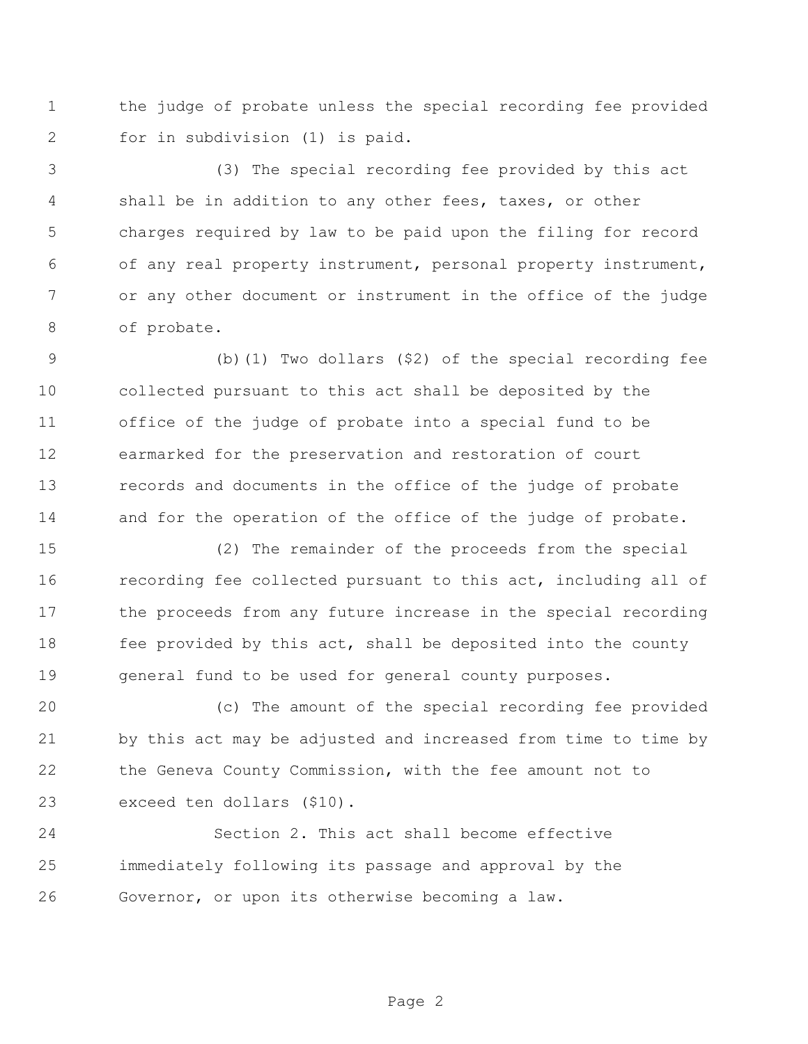the judge of probate unless the special recording fee provided for in subdivision (1) is paid.

(3) The special recording fee provided by this act shall be in addition to any other fees, taxes, or other charges required by law to be paid upon the filing for record of any real property instrument, personal property instrument, or any other document or instrument in the office of the judge of probate.

(b)(1) Two dollars ($2) of the special recording fee collected pursuant to this act shall be deposited by the office of the judge of probate into a special fund to be earmarked for the preservation and restoration of court records and documents in the office of the judge of probate and for the operation of the office of the judge of probate.

(2) The remainder of the proceeds from the special recording fee collected pursuant to this act, including all of the proceeds from any future increase in the special recording fee provided by this act, shall be deposited into the county general fund to be used for general county purposes.

(c) The amount of the special recording fee provided by this act may be adjusted and increased from time to time by the Geneva County Commission, with the fee amount not to exceed ten dollars ($10).

Section 2. This act shall become effective immediately following its passage and approval by the Governor, or upon its otherwise becoming a law.